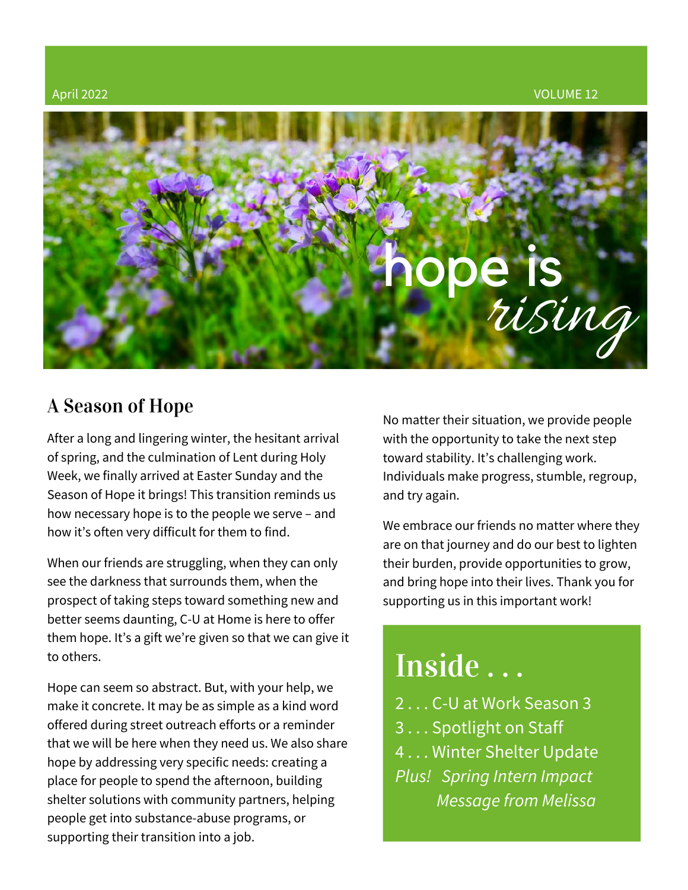April 2022 VOLUME 12

# hope is *rising*

## A Season of Hope

After a long and lingering winter, the hesitant arrival of spring, and the culmination of Lent during Holy Week, we finally arrived at Easter Sunday and the Season of Hope it brings! This transition reminds us how necessary hope is to the people we serve – and how it's often very difficult for them to find.

When our friends are struggling, when they can only see the darkness that surrounds them, when the prospect of taking steps toward something new and better seems daunting, C-U at Home is here to offer them hope. It's a gift we're given so that we can give it to others.

Hope can seem so abstract. But, with your help, we make it concrete. It may be as simple as a kind word offered during street outreach efforts or a reminder that we will be here when they need us. We also share hope by addressing very specific needs: creating a place for people to spend the afternoon, building shelter solutions with community partners, helping people get into substance-abuse programs, or supporting their transition into a job.

No matter their situation, we provide people with the opportunity to take the next step toward stability. It's challenging work. Individuals make progress, stumble, regroup, and try again.

We embrace our friends no matter where they are on that journey and do our best to lighten their burden, provide opportunities to grow, and bring hope into their lives. Thank you for supporting us in this important work!

## Inside . . .

2 . . . C-U at Work Season 3
3 . . . Spotlight on Staff
4 . . . Winter Shelter Update
*Plus! Spring Intern Impact*
*Message from Melissa*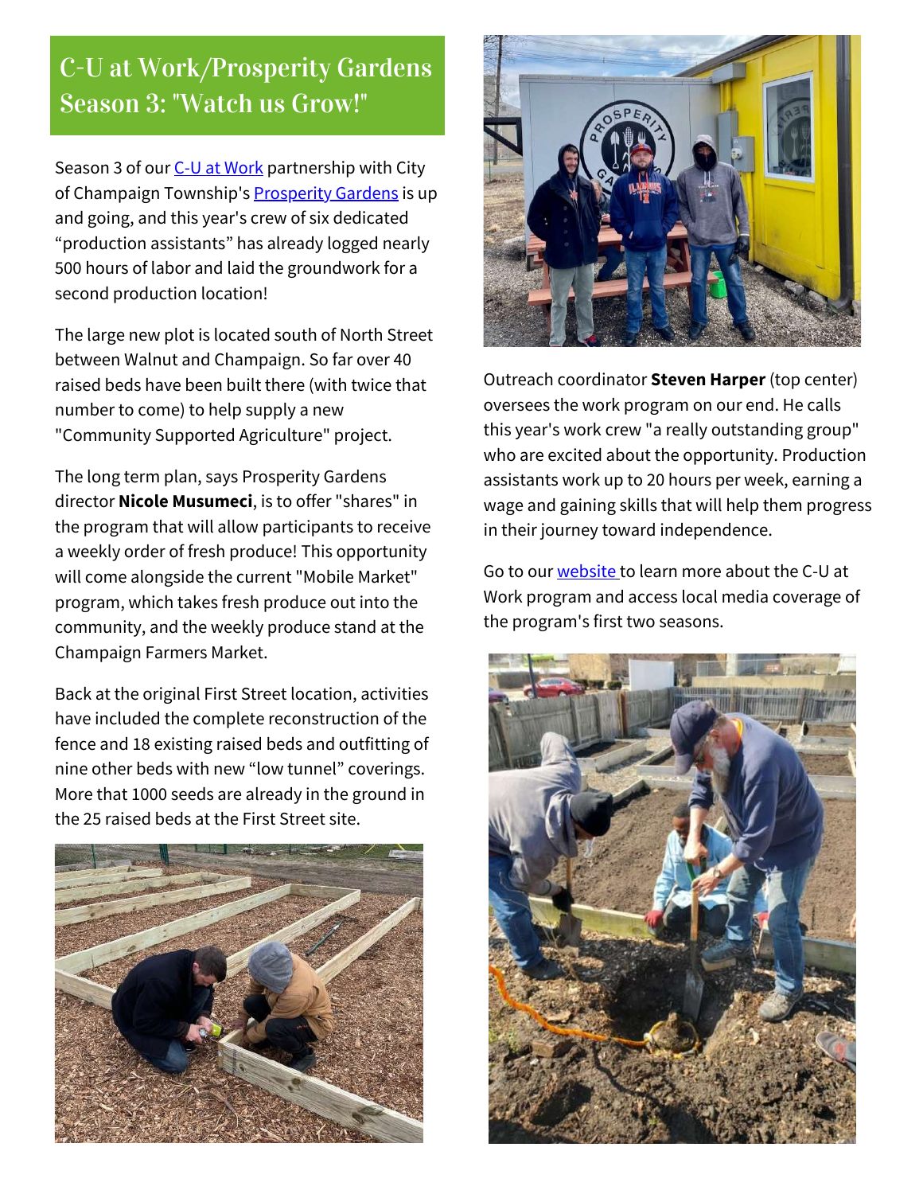# C-U at Work/Prosperity Gardens Season 3: "Watch us Grow!"

Season 3 of our C-U at Work partnership with City of Champaign Township's Prosperity Gardens is up and going, and this year's crew of six dedicated "production assistants" has already logged nearly 500 hours of labor and laid the groundwork for a second production location!

The large new plot is located south of North Street between Walnut and Champaign. So far over 40 raised beds have been built there (with twice that number to come) to help supply a new "Community Supported Agriculture" project.

The long term plan, says Prosperity Gardens director **Nicole Musumeci**, is to offer "shares" in the program that will allow participants to receive a weekly order of fresh produce! This opportunity will come alongside the current "Mobile Market" program, which takes fresh produce out into the community, and the weekly produce stand at the Champaign Farmers Market.

Back at the original First Street location, activities have included the complete reconstruction of the fence and 18 existing raised beds and outfitting of nine other beds with new "low tunnel" coverings. More that 1000 seeds are already in the ground in the 25 raised beds at the First Street site.

Outreach coordinator **Steven Harper** (top center) oversees the work program on our end. He calls this year's work crew "a really outstanding group" who are excited about the opportunity. Production assistants work up to 20 hours per week, earning a wage and gaining skills that will help them progress in their journey toward independence.

Go to our website to learn more about the C-U at Work program and access local media coverage of the program's first two seasons.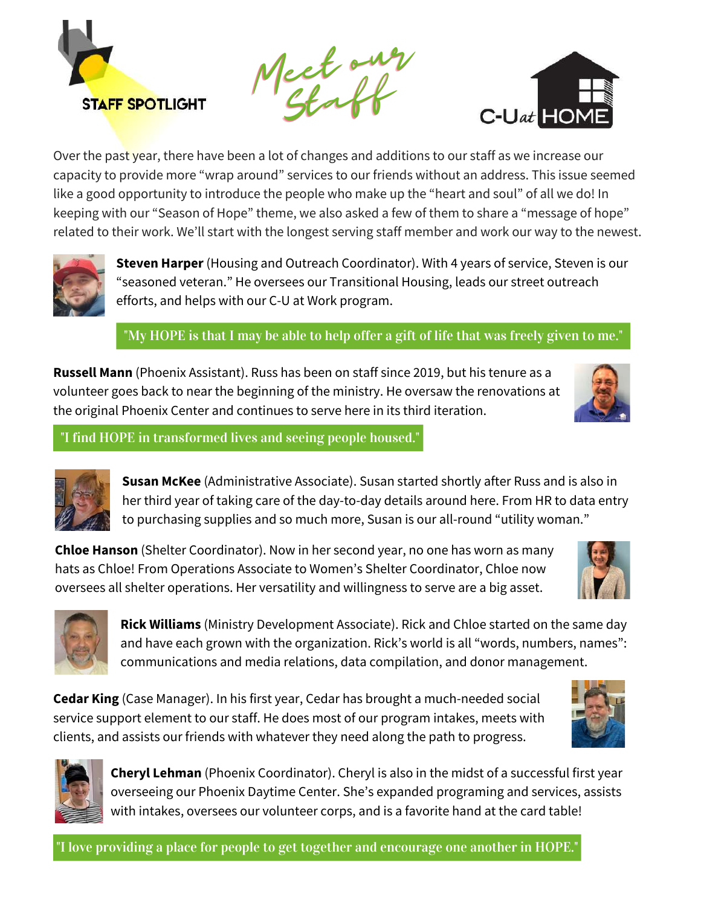# STAFF SPOTLIGHT

## Meet our Staff

C-U at HOME

Over the past year, there have been a lot of changes and additions to our staff as we increase our capacity to provide more “wrap around” services to our friends without an address. This issue seemed like a good opportunity to introduce the people who make up the “heart and soul” of all we do! In keeping with our “Season of Hope” theme, we also asked a few of them to share a “message of hope” related to their work. We’ll start with the longest serving staff member and work our way to the newest.

**Steven Harper** (Housing and Outreach Coordinator). With 4 years of service, Steven is our “seasoned veteran.” He oversees our Transitional Housing, leads our street outreach efforts, and helps with our C-U at Work program.

"My HOPE is that I may be able to help offer a gift of life that was freely given to me."

**Russell Mann** (Phoenix Assistant). Russ has been on staff since 2019, but his tenure as a volunteer goes back to near the beginning of the ministry. He oversaw the renovations at the original Phoenix Center and continues to serve here in its third iteration.

"I find HOPE in transformed lives and seeing people housed."

**Susan McKee** (Administrative Associate). Susan started shortly after Russ and is also in her third year of taking care of the day-to-day details around here. From HR to data entry to purchasing supplies and so much more, Susan is our all-round “utility woman.”

**Chloe Hanson** (Shelter Coordinator). Now in her second year, no one has worn as many hats as Chloe! From Operations Associate to Women’s Shelter Coordinator, Chloe now oversees all shelter operations. Her versatility and willingness to serve are a big asset.

**Rick Williams** (Ministry Development Associate). Rick and Chloe started on the same day and have each grown with the organization. Rick’s world is all “words, numbers, names”: communications and media relations, data compilation, and donor management.

**Cedar King** (Case Manager). In his first year, Cedar has brought a much-needed social service support element to our staff. He does most of our program intakes, meets with clients, and assists our friends with whatever they need along the path to progress.

**Cheryl Lehman** (Phoenix Coordinator). Cheryl is also in the midst of a successful first year overseeing our Phoenix Daytime Center. She’s expanded programing and services, assists with intakes, oversees our volunteer corps, and is a favorite hand at the card table!

"I love providing a place for people to get together and encourage one another in HOPE."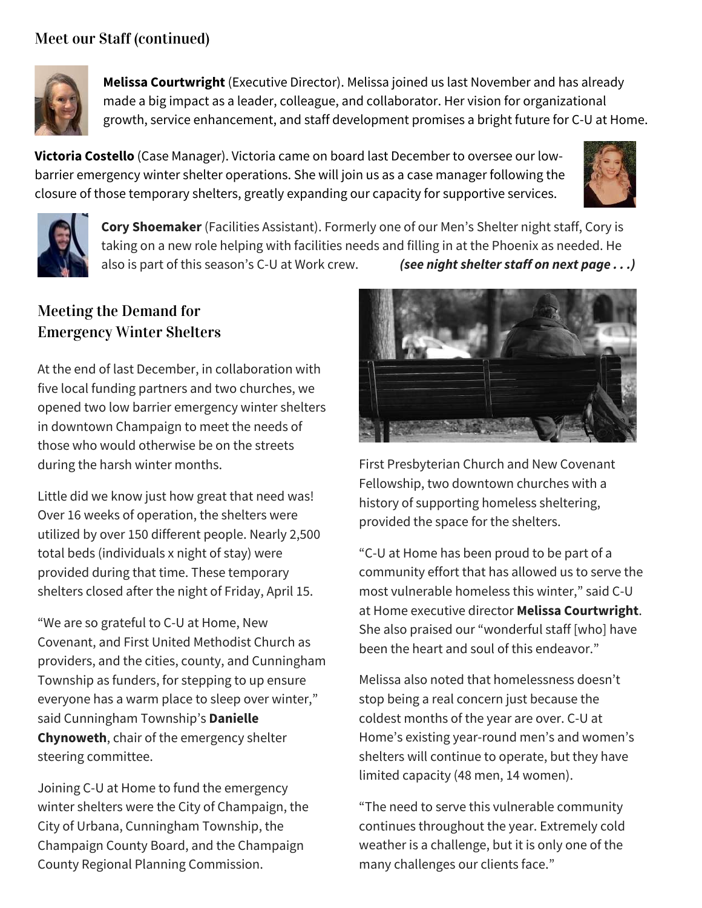## Meet our Staff (continued)

**Melissa Courtwright** (Executive Director). Melissa joined us last November and has already made a big impact as a leader, colleague, and collaborator. Her vision for organizational growth, service enhancement, and staff development promises a bright future for C-U at Home.

**Victoria Costello** (Case Manager). Victoria came on board last December to oversee our low-barrier emergency winter shelter operations. She will join us as a case manager following the closure of those temporary shelters, greatly expanding our capacity for supportive services.

**Cory Shoemaker** (Facilities Assistant). Formerly one of our Men's Shelter night staff, Cory is taking on a new role helping with facilities needs and filling in at the Phoenix as needed. He also is part of this season's C-U at Work crew. ***(see night shelter staff on next page . . .)***

## Meeting the Demand for Emergency Winter Shelters

At the end of last December, in collaboration with five local funding partners and two churches, we opened two low barrier emergency winter shelters in downtown Champaign to meet the needs of those who would otherwise be on the streets during the harsh winter months.

Little did we know just how great that need was! Over 16 weeks of operation, the shelters were utilized by over 150 different people. Nearly 2,500 total beds (individuals x night of stay) were provided during that time. These temporary shelters closed after the night of Friday, April 15.

"We are so grateful to C-U at Home, New Covenant, and First United Methodist Church as providers, and the cities, county, and Cunningham Township as funders, for stepping to up ensure everyone has a warm place to sleep over winter," said Cunningham Township's **Danielle Chynoweth**, chair of the emergency shelter steering committee.

Joining C-U at Home to fund the emergency winter shelters were the City of Champaign, the City of Urbana, Cunningham Township, the Champaign County Board, and the Champaign County Regional Planning Commission.

First Presbyterian Church and New Covenant Fellowship, two downtown churches with a history of supporting homeless sheltering, provided the space for the shelters.

"C-U at Home has been proud to be part of a community effort that has allowed us to serve the most vulnerable homeless this winter," said C-U at Home executive director **Melissa Courtwright**. She also praised our "wonderful staff [who] have been the heart and soul of this endeavor."

Melissa also noted that homelessness doesn't stop being a real concern just because the coldest months of the year are over. C-U at Home's existing year-round men's and women's shelters will continue to operate, but they have limited capacity (48 men, 14 women).

"The need to serve this vulnerable community continues throughout the year. Extremely cold weather is a challenge, but it is only one of the many challenges our clients face."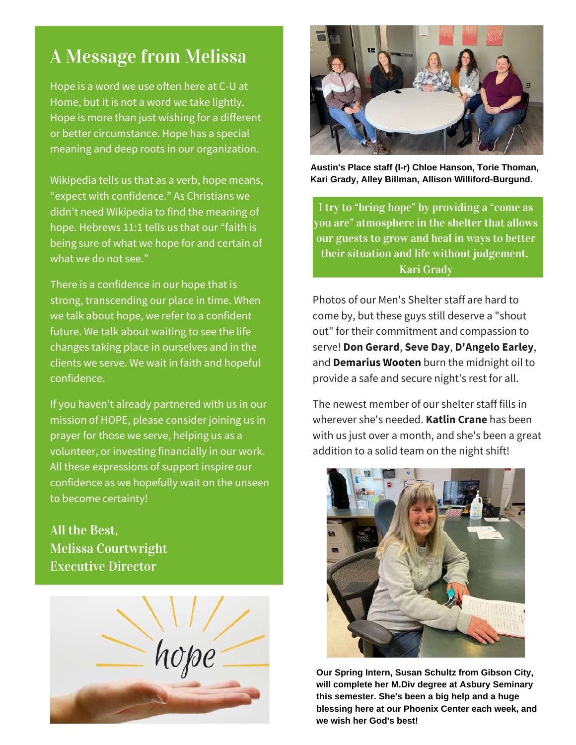## A Message from Melissa

Hope is a word we use often here at C-U at Home, but it is not a word we take lightly. Hope is more than just wishing for a different or better circumstance. Hope has a special meaning and deep roots in our organization.

Wikipedia tells us that as a verb, hope means, "expect with confidence." As Christians we didn't need Wikipedia to find the meaning of hope. Hebrews 11:1 tells us that our "faith is being sure of what we hope for and certain of what we do not see."

There is a confidence in our hope that is strong, transcending our place in time. When we talk about hope, we refer to a confident future. We talk about waiting to see the life changes taking place in ourselves and in the clients we serve. We wait in faith and hopeful confidence.

If you haven't already partnered with us in our mission of HOPE, please consider joining us in prayer for those we serve, helping us as a volunteer, or investing financially in our work. All these expressions of support inspire our confidence as we hopefully wait on the unseen to become certainty!

All the Best,
Melissa Courtwright
Executive Director

**Austin's Place staff (l-r) Chloe Hanson, Torie Thoman, Kari Grady, Alley Billman, Allison Williford-Burgund.**

I try to "bring hope" by providing a "come as you are" atmosphere in the shelter that allows our guests to grow and heal in ways to better their situation and life without judgement.
Kari Grady

Photos of our Men's Shelter staff are hard to come by, but these guys still deserve a "shout out" for their commitment and compassion to serve! **Don Gerard**, **Seve Day**, **D'Angelo Earley**, and **Demarius Wooten** burn the midnight oil to provide a safe and secure night's rest for all.

The newest member of our shelter staff fills in wherever she's needed. **Katlin Crane** has been with us just over a month, and she's been a great addition to a solid team on the night shift!

**Our Spring Intern, Susan Schultz from Gibson City, will complete her M.Div degree at Asbury Seminary this semester. She's been a big help and a huge blessing here at our Phoenix Center each week, and we wish her God's best!**